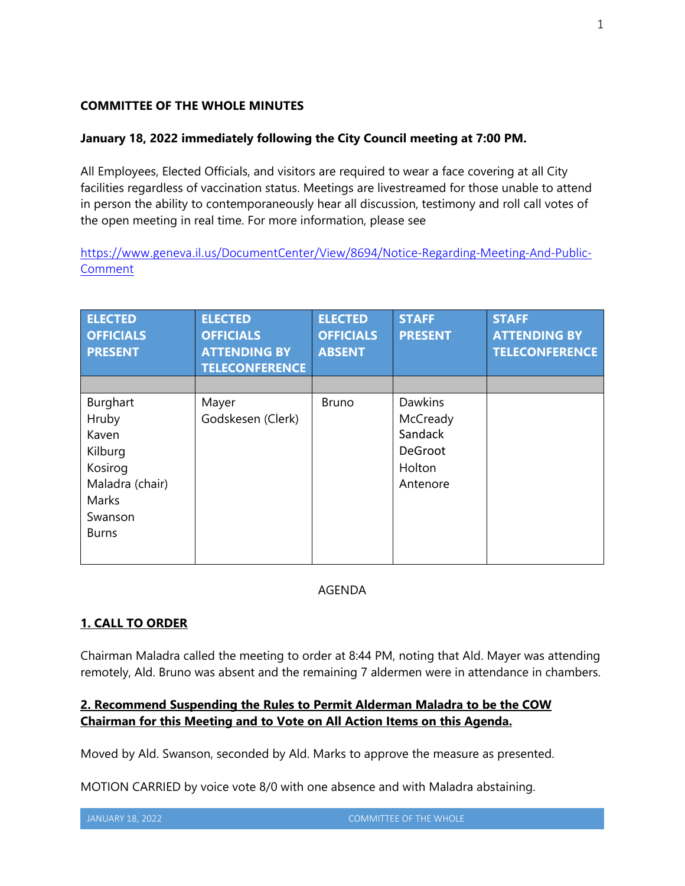**COMMITTEE OF THE WHOLE MINUTES**

**January 18, 2022 immediately following the City Council meeting at 7:00 PM.**

All Employees, Elected Officials, and visitors are required to wear a face covering at all City facilities regardless of vaccination status. Meetings are livestreamed for those unable to attend in person the ability to contemporaneously hear all discussion, testimony and roll call votes of the open meeting in real time. For more information, please see

https://www.geneva.il.us/DocumentCenter/View/8694/Notice-Regarding-Meeting-And-Public-Comment

| ELECTED OFFICIALS PRESENT | ELECTED OFFICIALS ATTENDING BY TELECONFERENCE | ELECTED OFFICIALS ABSENT | STAFF PRESENT | STAFF ATTENDING BY TELECONFERENCE |
|---|---|---|---|---|
| | | | | |
| Burghart<br>Hruby<br>Kaven<br>Kilburg<br>Kosirog<br>Maladra (chair)<br>Marks<br>Swanson<br>Burns | Mayer<br>Godskesen (Clerk) | Bruno | Dawkins<br>McCready<br>Sandack<br>DeGroot<br>Holton<br>Antenore | |

AGENDA

**1. CALL TO ORDER**

Chairman Maladra called the meeting to order at 8:44 PM, noting that Ald. Mayer was attending remotely, Ald. Bruno was absent and the remaining 7 aldermen were in attendance in chambers.

**2. Recommend Suspending the Rules to Permit Alderman Maladra to be the COW Chairman for this Meeting and to Vote on All Action Items on this Agenda.**

Moved by Ald. Swanson, seconded by Ald. Marks to approve the measure as presented.

MOTION CARRIED by voice vote 8/0 with one absence and with Maladra abstaining.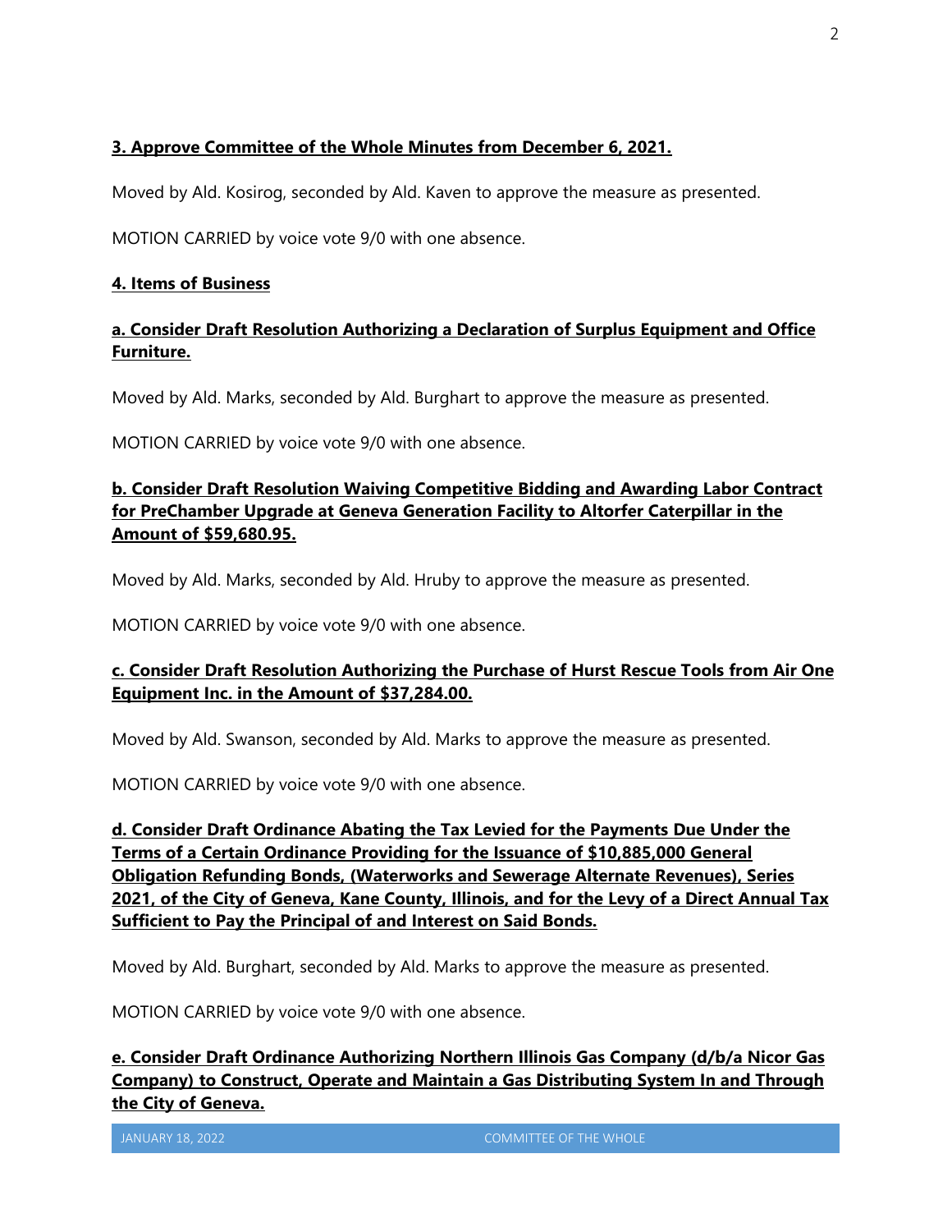**3. Approve Committee of the Whole Minutes from December 6, 2021.**

Moved by Ald. Kosirog, seconded by Ald. Kaven to approve the measure as presented.

MOTION CARRIED by voice vote 9/0 with one absence.

**4. Items of Business**

**a. Consider Draft Resolution Authorizing a Declaration of Surplus Equipment and Office Furniture.**

Moved by Ald. Marks, seconded by Ald. Burghart to approve the measure as presented.

MOTION CARRIED by voice vote 9/0 with one absence.

**b. Consider Draft Resolution Waiving Competitive Bidding and Awarding Labor Contract for PreChamber Upgrade at Geneva Generation Facility to Altorfer Caterpillar in the Amount of $59,680.95.**

Moved by Ald. Marks, seconded by Ald. Hruby to approve the measure as presented.

MOTION CARRIED by voice vote 9/0 with one absence.

**c. Consider Draft Resolution Authorizing the Purchase of Hurst Rescue Tools from Air One Equipment Inc. in the Amount of $37,284.00.**

Moved by Ald. Swanson, seconded by Ald. Marks to approve the measure as presented.

MOTION CARRIED by voice vote 9/0 with one absence.

**d. Consider Draft Ordinance Abating the Tax Levied for the Payments Due Under the Terms of a Certain Ordinance Providing for the Issuance of $10,885,000 General Obligation Refunding Bonds, (Waterworks and Sewerage Alternate Revenues), Series 2021, of the City of Geneva, Kane County, Illinois, and for the Levy of a Direct Annual Tax Sufficient to Pay the Principal of and Interest on Said Bonds.**

Moved by Ald. Burghart, seconded by Ald. Marks to approve the measure as presented.

MOTION CARRIED by voice vote 9/0 with one absence.

**e. Consider Draft Ordinance Authorizing Northern Illinois Gas Company (d/b/a Nicor Gas Company) to Construct, Operate and Maintain a Gas Distributing System In and Through the City of Geneva.**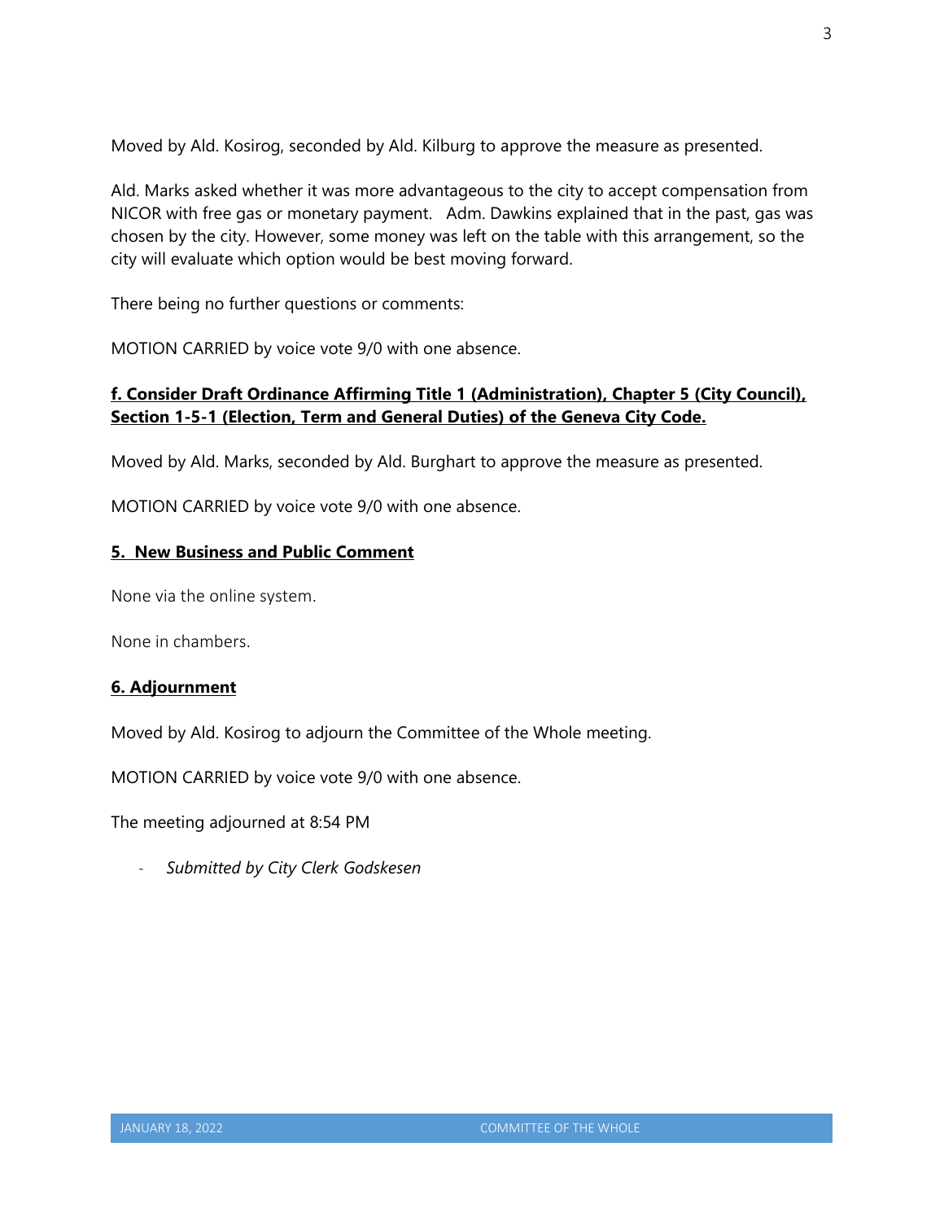Moved by Ald. Kosirog, seconded by Ald. Kilburg to approve the measure as presented.

Ald. Marks asked whether it was more advantageous to the city to accept compensation from NICOR with free gas or monetary payment. Adm. Dawkins explained that in the past, gas was chosen by the city. However, some money was left on the table with this arrangement, so the city will evaluate which option would be best moving forward.

There being no further questions or comments:

MOTION CARRIED by voice vote 9/0 with one absence.

**f. Consider Draft Ordinance Affirming Title 1 (Administration), Chapter 5 (City Council), Section 1-5-1 (Election, Term and General Duties) of the Geneva City Code.**

Moved by Ald. Marks, seconded by Ald. Burghart to approve the measure as presented.

MOTION CARRIED by voice vote 9/0 with one absence.

## 5. New Business and Public Comment

None via the online system.

None in chambers.

## 6. Adjournment

Moved by Ald. Kosirog to adjourn the Committee of the Whole meeting.

MOTION CARRIED by voice vote 9/0 with one absence.

The meeting adjourned at 8:54 PM

- *Submitted by City Clerk Godskesen*